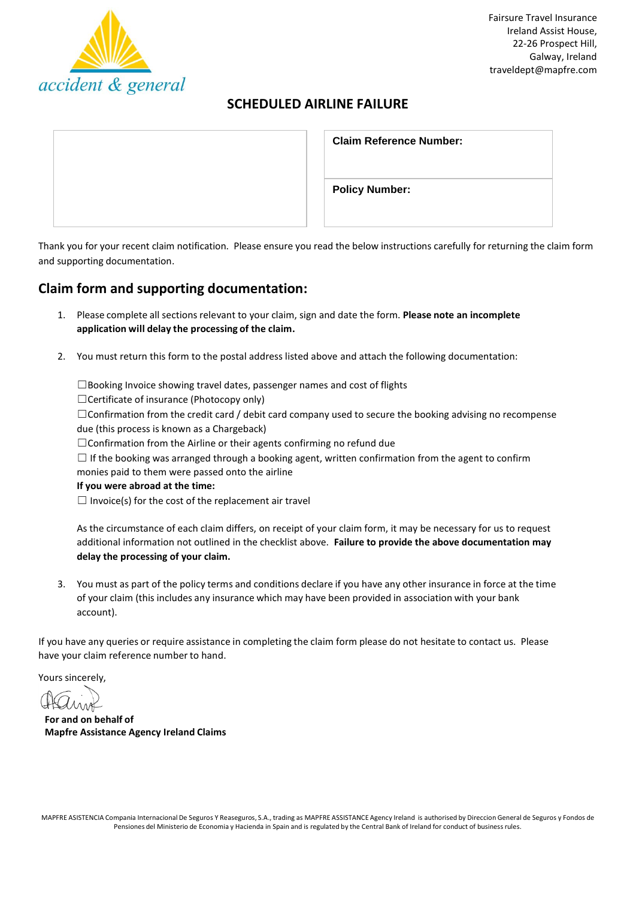accident & general

Fairsure Travel Insurance
Ireland Assist House,
22-26 Prospect Hill,
Galway, Ireland
traveldept@mapfre.com

# SCHEDULED AIRLINE FAILURE

| | **Claim Reference Number:** |
|---|---|
| | **Policy Number:** |

Thank you for your recent claim notification. Please ensure you read the below instructions carefully for returning the claim form and supporting documentation.

## Claim form and supporting documentation:

1. Please complete all sections relevant to your claim, sign and date the form. **Please note an incomplete application will delay the processing of the claim.**

2. You must return this form to the postal address listed above and attach the following documentation:

   ☐Booking Invoice showing travel dates, passenger names and cost of flights
   ☐Certificate of insurance (Photocopy only)
   ☐Confirmation from the credit card / debit card company used to secure the booking advising no recompense due (this process is known as a Chargeback)
   ☐Confirmation from the Airline or their agents confirming no refund due
   ☐ If the booking was arranged through a booking agent, written confirmation from the agent to confirm monies paid to them were passed onto the airline
   **If you were abroad at the time:**
   ☐ Invoice(s) for the cost of the replacement air travel

   As the circumstance of each claim differs, on receipt of your claim form, it may be necessary for us to request additional information not outlined in the checklist above. **Failure to provide the above documentation may delay the processing of your claim.**

3. You must as part of the policy terms and conditions declare if you have any other insurance in force at the time of your claim (this includes any insurance which may have been provided in association with your bank account).

If you have any queries or require assistance in completing the claim form please do not hesitate to contact us. Please have your claim reference number to hand.

Yours sincerely,

**For and on behalf of**
**Mapfre Assistance Agency Ireland Claims**

MAPFRE ASISTENCIA Compania Internacional De Seguros Y Reaseguros, S.A., trading as MAPFRE ASSISTANCE Agency Ireland is authorised by Direccion General de Seguros y Fondos de Pensiones del Ministerio de Economia y Hacienda in Spain and is regulated by the Central Bank of Ireland for conduct of business rules.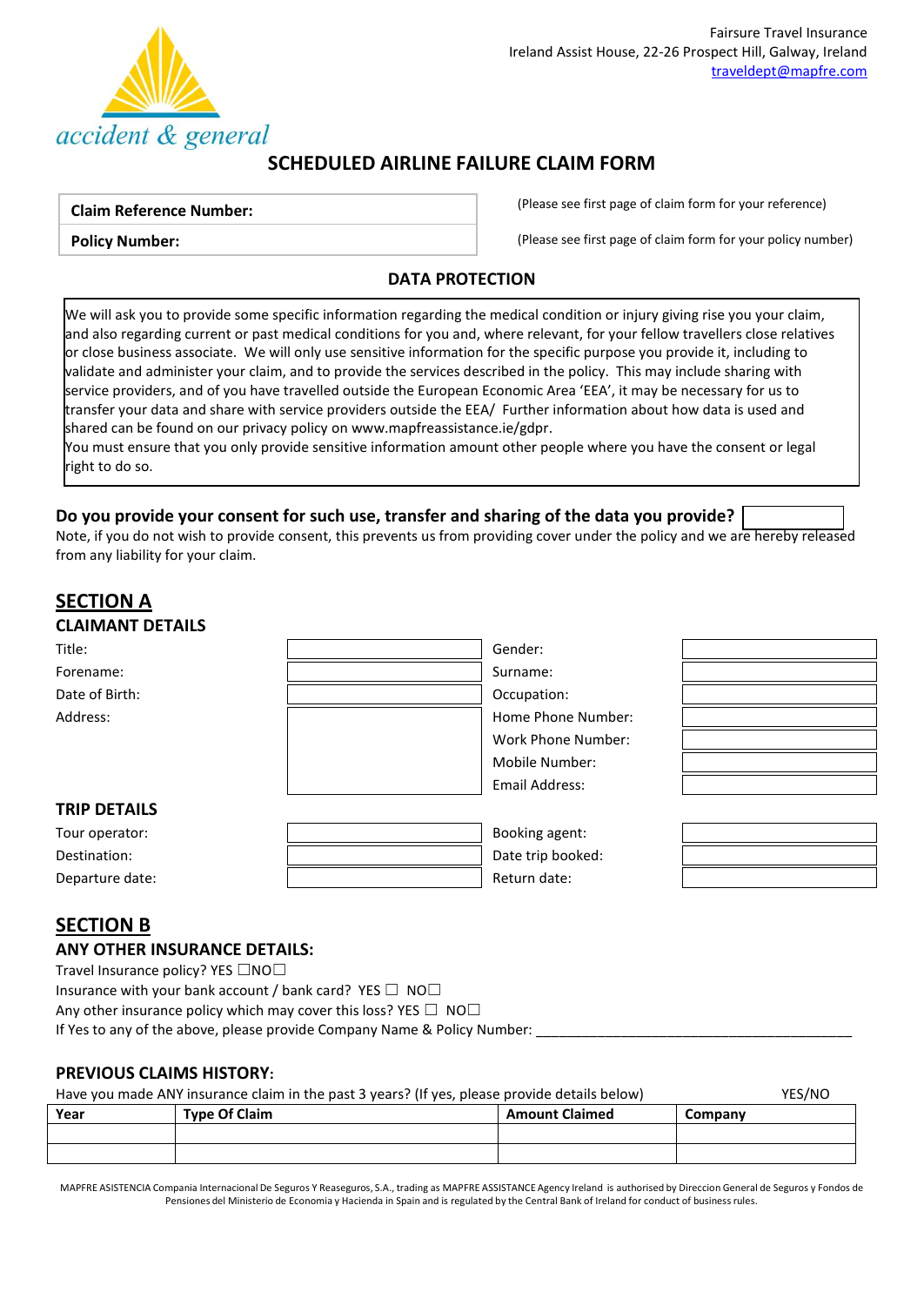Fairsure Travel Insurance
Ireland Assist House, 22-26 Prospect Hill, Galway, Ireland
traveldept@mapfre.com

accident & general

# SCHEDULED AIRLINE FAILURE CLAIM FORM

| | |
|---|---|
| **Claim Reference Number:** | |
| **Policy Number:** | |

(Please see first page of claim form for your reference)

(Please see first page of claim form for your policy number)

## DATA PROTECTION

We will ask you to provide some specific information regarding the medical condition or injury giving rise you your claim, and also regarding current or past medical conditions for you and, where relevant, for your fellow travellers close relatives or close business associate. We will only use sensitive information for the specific purpose you provide it, including to validate and administer your claim, and to provide the services described in the policy. This may include sharing with service providers, and of you have travelled outside the European Economic Area 'EEA', it may be necessary for us to transfer your data and share with service providers outside the EEA/ Further information about how data is used and shared can be found on our privacy policy on www.mapfreassistance.ie/gdpr.
You must ensure that you only provide sensitive information amount other people where you have the consent or legal right to do so.

**Do you provide your consent for such use, transfer and sharing of the data you provide?**

Note, if you do not wish to provide consent, this prevents us from providing cover under the policy and we are hereby released from any liability for your claim.

## SECTION A

### CLAIMANT DETAILS

| | | | |
|---|---|---|---|
| Title: | | Gender: | |
| Forename: | | Surname: | |
| Date of Birth: | | Occupation: | |
| Address: | | Home Phone Number: | |
| | | Work Phone Number: | |
| | | Mobile Number: | |
| | | Email Address: | |

### TRIP DETAILS

| | | | |
|---|---|---|---|
| Tour operator: | | Booking agent: | |
| Destination: | | Date trip booked: | |
| Departure date: | | Return date: | |

## SECTION B

### ANY OTHER INSURANCE DETAILS:

Travel Insurance policy? YES ☐NO☐

Insurance with your bank account / bank card? YES ☐ NO☐

Any other insurance policy which may cover this loss? YES ☐ NO☐

If Yes to any of the above, please provide Company Name & Policy Number: ___________________________________________

### PREVIOUS CLAIMS HISTORY:

Have you made ANY insurance claim in the past 3 years? (If yes, please provide details below) YES/NO

| Year | Type Of Claim | Amount Claimed | Company |
|---|---|---|---|
| | | | |
| | | | |

MAPFRE ASISTENCIA Compania Internacional De Seguros Y Reaseguros, S.A., trading as MAPFRE ASSISTANCE Agency Ireland is authorised by Direccion General de Seguros y Fondos de Pensiones del Ministerio de Economia y Hacienda in Spain and is regulated by the Central Bank of Ireland for conduct of business rules.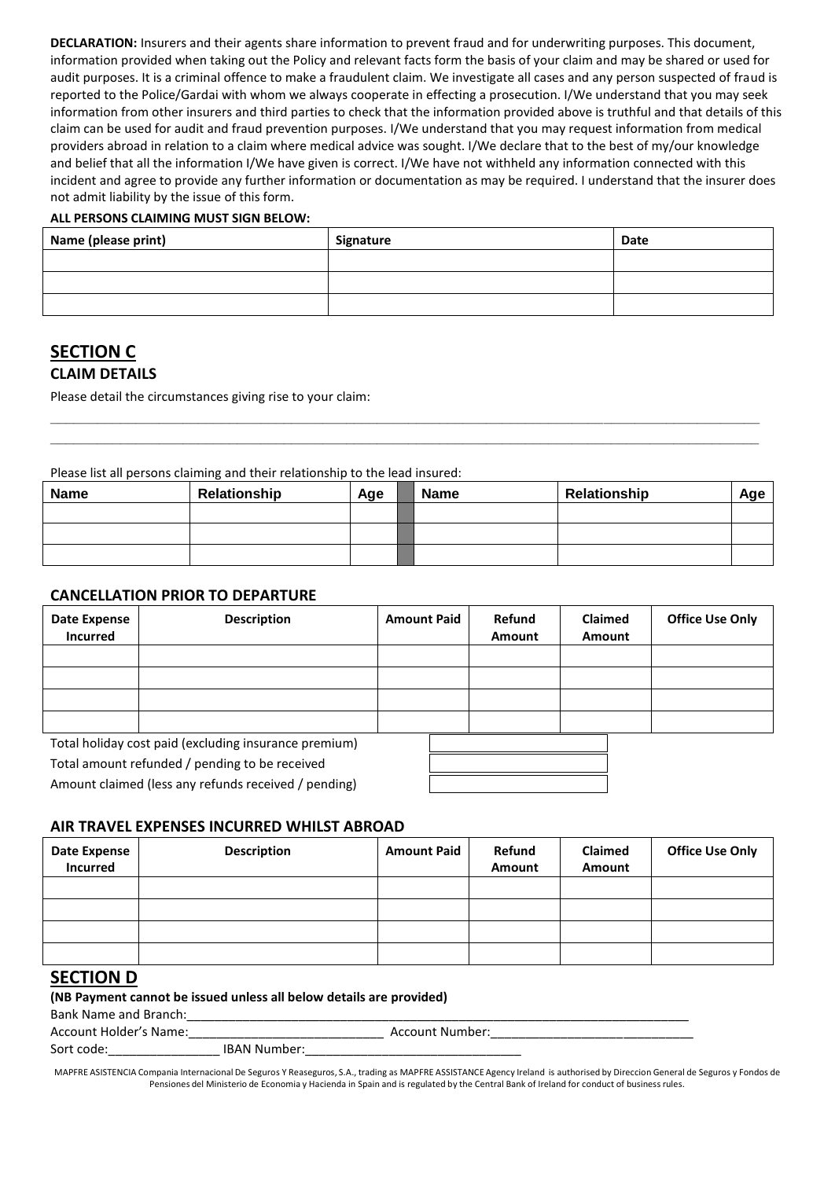**DECLARATION:** Insurers and their agents share information to prevent fraud and for underwriting purposes. This document, information provided when taking out the Policy and relevant facts form the basis of your claim and may be shared or used for audit purposes. It is a criminal offence to make a fraudulent claim. We investigate all cases and any person suspected of fraud is reported to the Police/Gardai with whom we always cooperate in effecting a prosecution. I/We understand that you may seek information from other insurers and third parties to check that the information provided above is truthful and that details of this claim can be used for audit and fraud prevention purposes. I/We understand that you may request information from medical providers abroad in relation to a claim where medical advice was sought. I/We declare that to the best of my/our knowledge and belief that all the information I/We have given is correct. I/We have not withheld any information connected with this incident and agree to provide any further information or documentation as may be required. I understand that the insurer does not admit liability by the issue of this form.

**ALL PERSONS CLAIMING MUST SIGN BELOW:**

| Name (please print) | Signature | Date |
|---|---|---|
| | | |
| | | |
| | | |

## SECTION C

### CLAIM DETAILS

Please detail the circumstances giving rise to your claim:

\_\_\_\_\_\_\_\_\_\_\_\_\_\_\_\_\_\_\_\_\_\_\_\_\_\_\_\_\_\_\_\_\_\_\_\_\_\_\_\_\_\_\_\_\_\_\_\_\_\_\_\_\_\_\_\_\_\_\_\_\_\_\_\_\_\_\_\_\_\_\_\_\_\_\_\_\_\_

\_\_\_\_\_\_\_\_\_\_\_\_\_\_\_\_\_\_\_\_\_\_\_\_\_\_\_\_\_\_\_\_\_\_\_\_\_\_\_\_\_\_\_\_\_\_\_\_\_\_\_\_\_\_\_\_\_\_\_\_\_\_\_\_\_\_\_\_\_\_\_\_\_\_\_\_\_\_

Please list all persons claiming and their relationship to the lead insured:

| Name | Relationship | Age | | Name | Relationship | Age |
|---|---|---|---|---|---|---|
| | | | | | | |
| | | | | | | |
| | | | | | | |

### CANCELLATION PRIOR TO DEPARTURE

| Date Expense Incurred | Description | Amount Paid | Refund Amount | Claimed Amount | Office Use Only |
|---|---|---|---|---|---|
| | | | | | |
| | | | | | |
| | | | | | |
| | | | | | |

| | |
|---|---|
| Total holiday cost paid (excluding insurance premium) | |
| Total amount refunded / pending to be received | |
| Amount claimed (less any refunds received / pending) | |

### AIR TRAVEL EXPENSES INCURRED WHILST ABROAD

| Date Expense Incurred | Description | Amount Paid | Refund Amount | Claimed Amount | Office Use Only |
|---|---|---|---|---|---|
| | | | | | |
| | | | | | |
| | | | | | |
| | | | | | |

## SECTION D

**(NB Payment cannot be issued unless all below details are provided)**

Bank Name and Branch:\_\_\_\_\_\_\_\_\_\_\_\_\_\_\_\_\_\_\_\_\_\_\_\_\_\_\_\_\_\_\_\_\_\_\_\_\_\_\_\_\_\_\_\_\_\_\_\_\_\_\_\_

Account Holder's Name:\_\_\_\_\_\_\_\_\_\_\_\_\_\_\_\_\_\_\_\_\_\_\_\_\_\_ Account Number:\_\_\_\_\_\_\_\_\_\_\_\_\_\_\_\_\_\_\_\_\_\_\_\_\_\_

Sort code:\_\_\_\_\_\_\_\_\_\_\_\_\_\_\_ IBAN Number:\_\_\_\_\_\_\_\_\_\_\_\_\_\_\_\_\_\_\_\_\_\_\_\_\_\_\_\_\_

MAPFRE ASISTENCIA Compania Internacional De Seguros Y Reaseguros, S.A., trading as MAPFRE ASSISTANCE Agency Ireland is authorised by Direccion General de Seguros y Fondos de Pensiones del Ministerio de Economia y Hacienda in Spain and is regulated by the Central Bank of Ireland for conduct of business rules.